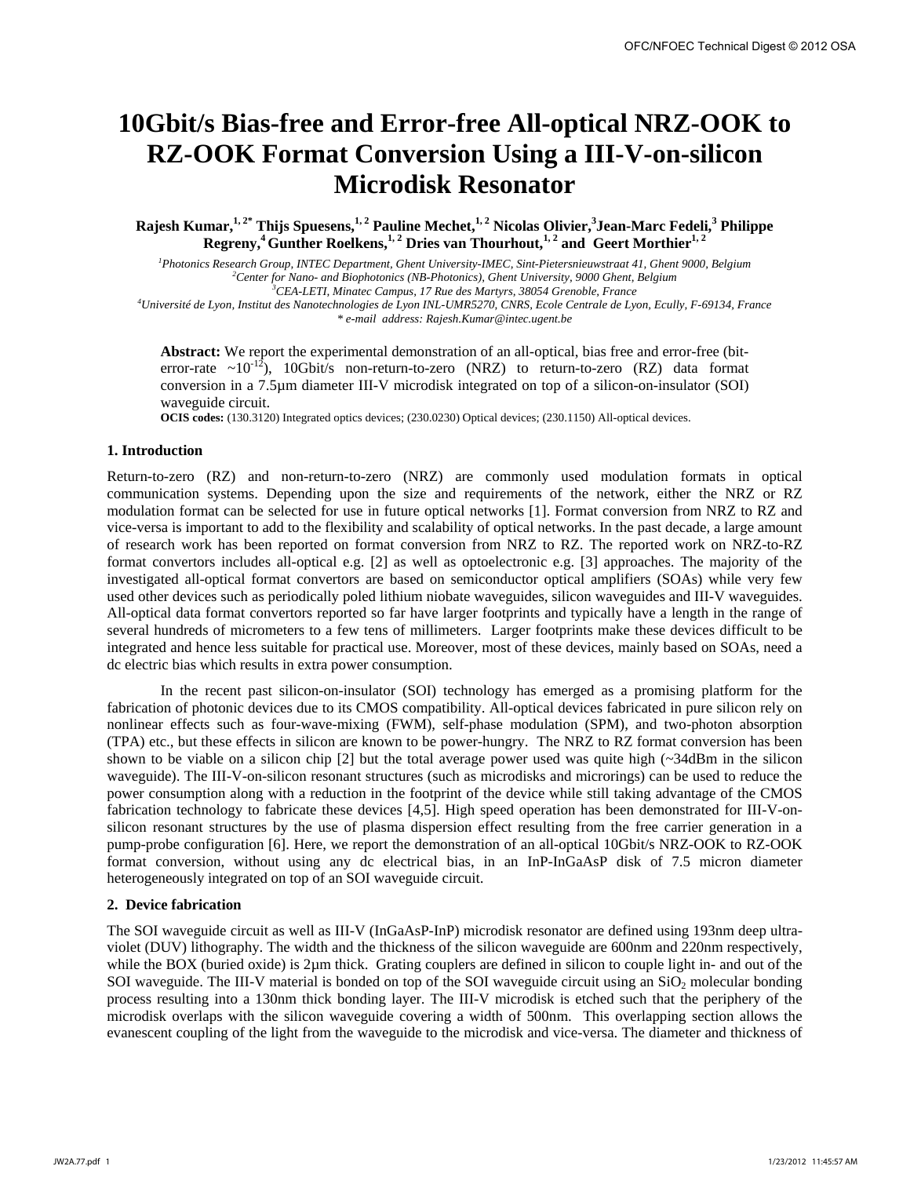# 10Gbit/s Bias-free and Error-free All-optical NRZ-OOK to RZ-OOK Format Conversion Using a III-V-on-silicon Microdisk Resonator

**Rajesh Kumar,[1,2*] Thijs Spuesens,[1,2] Pauline Mechet,[1,2] Nicolas Olivier,[3] Jean-Marc Fedeli,[3] Philippe Regreny,[4] Gunther Roelkens,[1,2] Dries van Thourhout,[1,2] and Geert Morthier[1,2]**

*[1]Photonics Research Group, INTEC Department, Ghent University-IMEC, Sint-Pietersnieuwstraat 41, Ghent 9000, Belgium*
*[2]Center for Nano- and Biophotonics (NB-Photonics), Ghent University, 9000 Ghent, Belgium*
*[3]CEA-LETI, Minatec Campus, 17 Rue des Martyrs, 38054 Grenoble, France*
*[4]Université de Lyon, Institut des Nanotechnologies de Lyon INL-UMR5270, CNRS, Ecole Centrale de Lyon, Ecully, F-69134, France*
*\* e-mail address: Rajesh.Kumar@intec.ugent.be*

**Abstract:** We report the experimental demonstration of an all-optical, bias free and error-free (bit-error-rate ~$10^{-12}$), 10Gbit/s non-return-to-zero (NRZ) to return-to-zero (RZ) data format conversion in a 7.5µm diameter III-V microdisk integrated on top of a silicon-on-insulator (SOI) waveguide circuit.

**OCIS codes:** (130.3120) Integrated optics devices; (230.0230) Optical devices; (230.1150) All-optical devices.

## 1. Introduction

Return-to-zero (RZ) and non-return-to-zero (NRZ) are commonly used modulation formats in optical communication systems. Depending upon the size and requirements of the network, either the NRZ or RZ modulation format can be selected for use in future optical networks [1]. Format conversion from NRZ to RZ and vice-versa is important to add to the flexibility and scalability of optical networks. In the past decade, a large amount of research work has been reported on format conversion from NRZ to RZ. The reported work on NRZ-to-RZ format convertors includes all-optical e.g. [2] as well as optoelectronic e.g. [3] approaches. The majority of the investigated all-optical format convertors are based on semiconductor optical amplifiers (SOAs) while very few used other devices such as periodically poled lithium niobate waveguides, silicon waveguides and III-V waveguides. All-optical data format convertors reported so far have larger footprints and typically have a length in the range of several hundreds of micrometers to a few tens of millimeters. Larger footprints make these devices difficult to be integrated and hence less suitable for practical use. Moreover, most of these devices, mainly based on SOAs, need a dc electric bias which results in extra power consumption.

In the recent past silicon-on-insulator (SOI) technology has emerged as a promising platform for the fabrication of photonic devices due to its CMOS compatibility. All-optical devices fabricated in pure silicon rely on nonlinear effects such as four-wave-mixing (FWM), self-phase modulation (SPM), and two-photon absorption (TPA) etc., but these effects in silicon are known to be power-hungry. The NRZ to RZ format conversion has been shown to be viable on a silicon chip [2] but the total average power used was quite high (~34dBm in the silicon waveguide). The III-V-on-silicon resonant structures (such as microdisks and microrings) can be used to reduce the power consumption along with a reduction in the footprint of the device while still taking advantage of the CMOS fabrication technology to fabricate these devices [4,5]. High speed operation has been demonstrated for III-V-on-silicon resonant structures by the use of plasma dispersion effect resulting from the free carrier generation in a pump-probe configuration [6]. Here, we report the demonstration of an all-optical 10Gbit/s NRZ-OOK to RZ-OOK format conversion, without using any dc electrical bias, in an InP-InGaAsP disk of 7.5 micron diameter heterogeneously integrated on top of an SOI waveguide circuit.

## 2. Device fabrication

The SOI waveguide circuit as well as III-V (InGaAsP-InP) microdisk resonator are defined using 193nm deep ultra-violet (DUV) lithography. The width and the thickness of the silicon waveguide are 600nm and 220nm respectively, while the BOX (buried oxide) is 2µm thick. Grating couplers are defined in silicon to couple light in- and out of the SOI waveguide. The III-V material is bonded on top of the SOI waveguide circuit using an $SiO_2$ molecular bonding process resulting into a 130nm thick bonding layer. The III-V microdisk is etched such that the periphery of the microdisk overlaps with the silicon waveguide covering a width of 500nm. This overlapping section allows the evanescent coupling of the light from the waveguide to the microdisk and vice-versa. The diameter and thickness of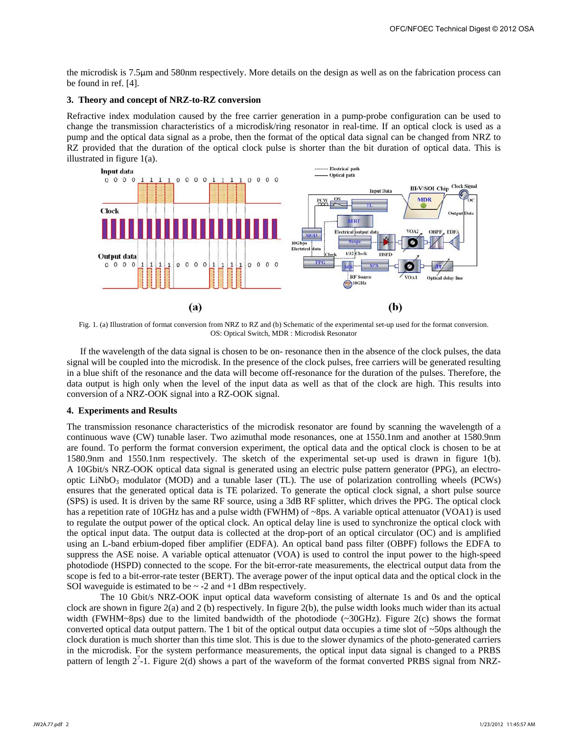the microdisk is 7.5μm and 580nm respectively. More details on the design as well as on the fabrication process can be found in ref. [4].

### 3. Theory and concept of NRZ-to-RZ conversion

Refractive index modulation caused by the free carrier generation in a pump-probe configuration can be used to change the transmission characteristics of a microdisk/ring resonator in real-time. If an optical clock is used as a pump and the optical data signal as a probe, then the format of the optical data signal can be changed from NRZ to RZ provided that the duration of the optical clock pulse is shorter than the bit duration of optical data. This is illustrated in figure 1(a).

Fig. 1. (a) Illustration of format conversion from NRZ to RZ and (b) Schematic of the experimental set-up used for the format conversion. OS: Optical Switch, MDR : Microdisk Resonator

If the wavelength of the data signal is chosen to be on- resonance then in the absence of the clock pulses, the data signal will be coupled into the microdisk. In the presence of the clock pulses, free carriers will be generated resulting in a blue shift of the resonance and the data will become off-resonance for the duration of the pulses. Therefore, the data output is high only when the level of the input data as well as that of the clock are high. This results into conversion of a NRZ-OOK signal into a RZ-OOK signal.

### 4. Experiments and Results

The transmission resonance characteristics of the microdisk resonator are found by scanning the wavelength of a continuous wave (CW) tunable laser. Two azimuthal mode resonances, one at 1550.1nm and another at 1580.9nm are found. To perform the format conversion experiment, the optical data and the optical clock is chosen to be at 1580.9nm and 1550.1nm respectively. The sketch of the experimental set-up used is drawn in figure 1(b). A 10Gbit/s NRZ-OOK optical data signal is generated using an electric pulse pattern generator (PPG), an electro-optic $LiNbO_3$ modulator (MOD) and a tunable laser (TL). The use of polarization controlling wheels (PCWs) ensures that the generated optical data is TE polarized. To generate the optical clock signal, a short pulse source (SPS) is used. It is driven by the same RF source, using a 3dB RF splitter, which drives the PPG. The optical clock has a repetition rate of 10GHz has and a pulse width (FWHM) of ~8ps. A variable optical attenuator (VOA1) is used to regulate the output power of the optical clock. An optical delay line is used to synchronize the optical clock with the optical input data. The output data is collected at the drop-port of an optical circulator (OC) and is amplified using an L-band erbium-doped fiber amplifier (EDFA). An optical band pass filter (OBPF) follows the EDFA to suppress the ASE noise. A variable optical attenuator (VOA) is used to control the input power to the high-speed photodiode (HSPD) connected to the scope. For the bit-error-rate measurements, the electrical output data from the scope is fed to a bit-error-rate tester (BERT). The average power of the input optical data and the optical clock in the SOI waveguide is estimated to be ~ -2 and +1 dBm respectively.

The 10 Gbit/s NRZ-OOK input optical data waveform consisting of alternate 1s and 0s and the optical clock are shown in figure 2(a) and 2 (b) respectively. In figure 2(b), the pulse width looks much wider than its actual width (FWHM~8ps) due to the limited bandwidth of the photodiode (~30GHz). Figure 2(c) shows the format converted optical data output pattern. The 1 bit of the optical output data occupies a time slot of ~50ps although the clock duration is much shorter than this time slot. This is due to the slower dynamics of the photo-generated carriers in the microdisk. For the system performance measurements, the optical input data signal is changed to a PRBS pattern of length $2^7$-1. Figure 2(d) shows a part of the waveform of the format converted PRBS signal from NRZ-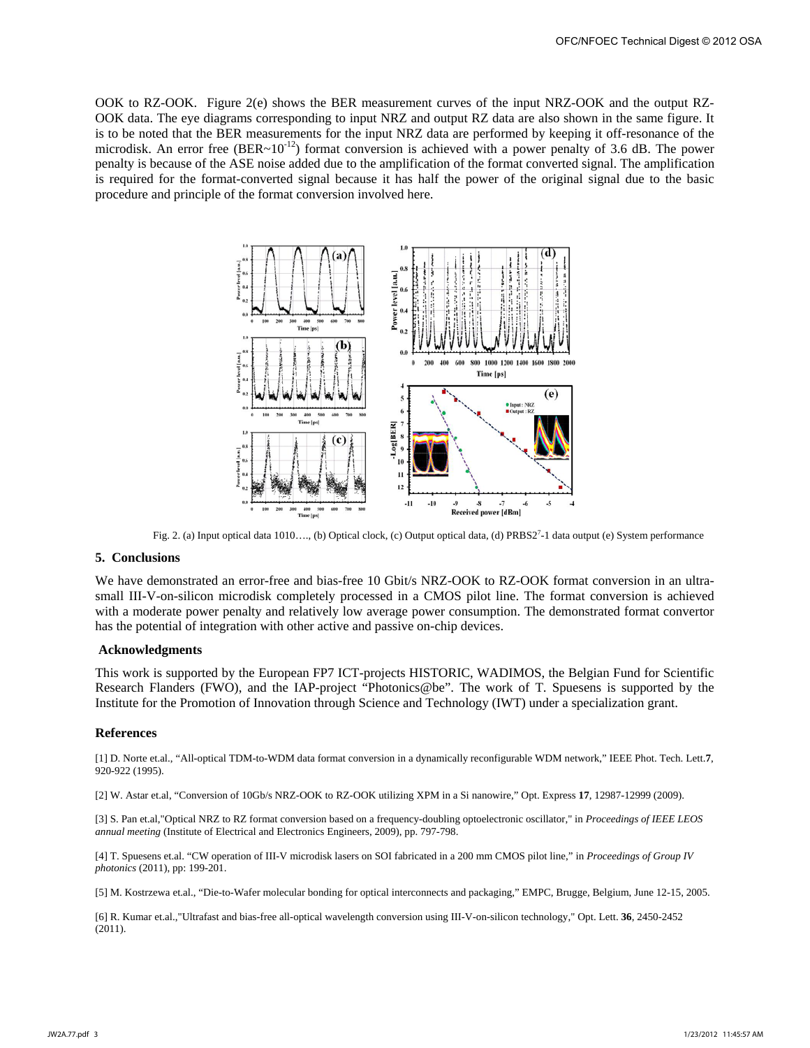OOK to RZ-OOK. Figure 2(e) shows the BER measurement curves of the input NRZ-OOK and the output RZ-OOK data. The eye diagrams corresponding to input NRZ and output RZ data are also shown in the same figure. It is to be noted that the BER measurements for the input NRZ data are performed by keeping it off-resonance of the microdisk. An error free (BER~$10^{-12}$) format conversion is achieved with a power penalty of 3.6 dB. The power penalty is because of the ASE noise added due to the amplification of the format converted signal. The amplification is required for the format-converted signal because it has half the power of the original signal due to the basic procedure and principle of the format conversion involved here.

(a)
Power level [a.u.]
Time [ps]

(b)
Power level [a.u.]
Time [ps]

(c)
Power level [a.u.]
Time [ps]

(d)
Power level [a.u.]
Time [ps]

(e)
Input : NRZ
Output : RZ
-Log[BER]
Received power [dBm]

Fig. 2. (a) Input optical data 1010…., (b) Optical clock, (c) Output optical data, (d) PRBS$2^7$-1 data output (e) System performance

## 5. Conclusions

We have demonstrated an error-free and bias-free 10 Gbit/s NRZ-OOK to RZ-OOK format conversion in an ultra-small III-V-on-silicon microdisk completely processed in a CMOS pilot line. The format conversion is achieved with a moderate power penalty and relatively low average power consumption. The demonstrated format convertor has the potential of integration with other active and passive on-chip devices.

## Acknowledgments

This work is supported by the European FP7 ICT-projects HISTORIC, WADIMOS, the Belgian Fund for Scientific Research Flanders (FWO), and the IAP-project "Photonics@be". The work of T. Spuesens is supported by the Institute for the Promotion of Innovation through Science and Technology (IWT) under a specialization grant.

## References

[1] D. Norte et.al., "All-optical TDM-to-WDM data format conversion in a dynamically reconfigurable WDM network," IEEE Phot. Tech. Lett.**7**, 920-922 (1995).

[2] W. Astar et.al, "Conversion of 10Gb/s NRZ-OOK to RZ-OOK utilizing XPM in a Si nanowire," Opt. Express **17**, 12987-12999 (2009).

[3] S. Pan et.al,"Optical NRZ to RZ format conversion based on a frequency-doubling optoelectronic oscillator," in *Proceedings of IEEE LEOS annual meeting* (Institute of Electrical and Electronics Engineers, 2009), pp. 797-798.

[4] T. Spuesens et.al. "CW operation of III-V microdisk lasers on SOI fabricated in a 200 mm CMOS pilot line," in *Proceedings of Group IV photonics* (2011), pp: 199-201.

[5] M. Kostrzewa et.al., "Die-to-Wafer molecular bonding for optical interconnects and packaging," EMPC, Brugge, Belgium, June 12-15, 2005.

[6] R. Kumar et.al.,"Ultrafast and bias-free all-optical wavelength conversion using III-V-on-silicon technology," Opt. Lett. **36**, 2450-2452 (2011).